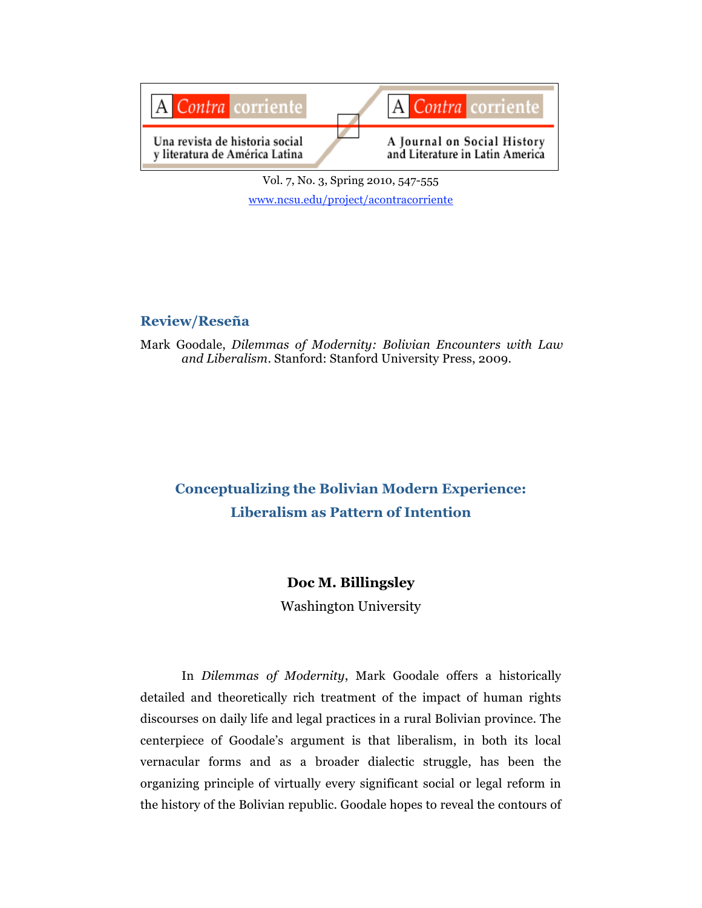## Review/Reseña

Mark Goodale, *Dilemmas of Modernity: Bolivian Encounters with Law and Liberalism*. Stanford: Stanford University Press, 2009.

# Conceptualizing the Bolivian Modern Experience: Liberalism as Pattern of Intention

**Doc M. Billingsley**

Washington University

In *Dilemmas of Modernity*, Mark Goodale offers a historically detailed and theoretically rich treatment of the impact of human rights discourses on daily life and legal practices in a rural Bolivian province. The centerpiece of Goodale's argument is that liberalism, in both its local vernacular forms and as a broader dialectic struggle, has been the organizing principle of virtually every significant social or legal reform in the history of the Bolivian republic. Goodale hopes to reveal the contours of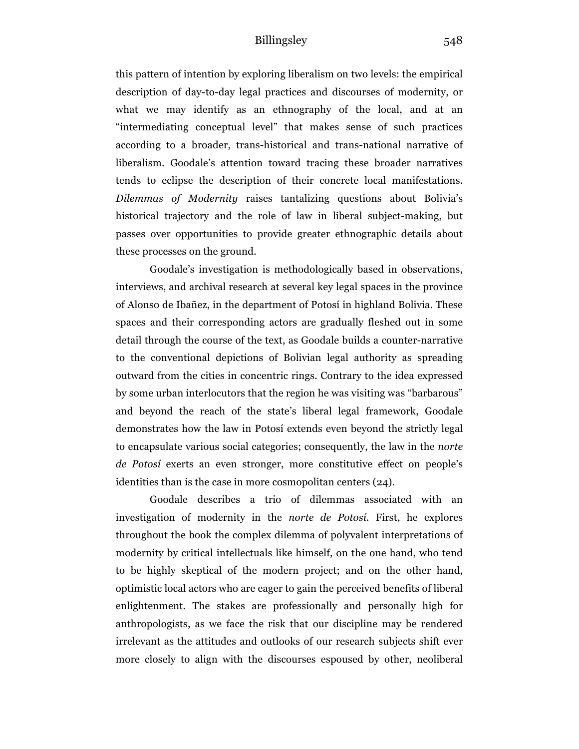this pattern of intention by exploring liberalism on two levels: the empirical description of day-to-day legal practices and discourses of modernity, or what we may identify as an ethnography of the local, and at an "intermediating conceptual level" that makes sense of such practices according to a broader, trans-historical and trans-national narrative of liberalism. Goodale's attention toward tracing these broader narratives tends to eclipse the description of their concrete local manifestations. *Dilemmas of Modernity* raises tantalizing questions about Bolivia's historical trajectory and the role of law in liberal subject-making, but passes over opportunities to provide greater ethnographic details about these processes on the ground.

Goodale's investigation is methodologically based in observations, interviews, and archival research at several key legal spaces in the province of Alonso de Ibañez, in the department of Potosí in highland Bolivia. These spaces and their corresponding actors are gradually fleshed out in some detail through the course of the text, as Goodale builds a counter-narrative to the conventional depictions of Bolivian legal authority as spreading outward from the cities in concentric rings. Contrary to the idea expressed by some urban interlocutors that the region he was visiting was "barbarous" and beyond the reach of the state's liberal legal framework, Goodale demonstrates how the law in Potosí extends even beyond the strictly legal to encapsulate various social categories; consequently, the law in the *norte de Potosí* exerts an even stronger, more constitutive effect on people's identities than is the case in more cosmopolitan centers (24).

Goodale describes a trio of dilemmas associated with an investigation of modernity in the *norte de Potosí*. First, he explores throughout the book the complex dilemma of polyvalent interpretations of modernity by critical intellectuals like himself, on the one hand, who tend to be highly skeptical of the modern project; and on the other hand, optimistic local actors who are eager to gain the perceived benefits of liberal enlightenment. The stakes are professionally and personally high for anthropologists, as we face the risk that our discipline may be rendered irrelevant as the attitudes and outlooks of our research subjects shift ever more closely to align with the discourses espoused by other, neoliberal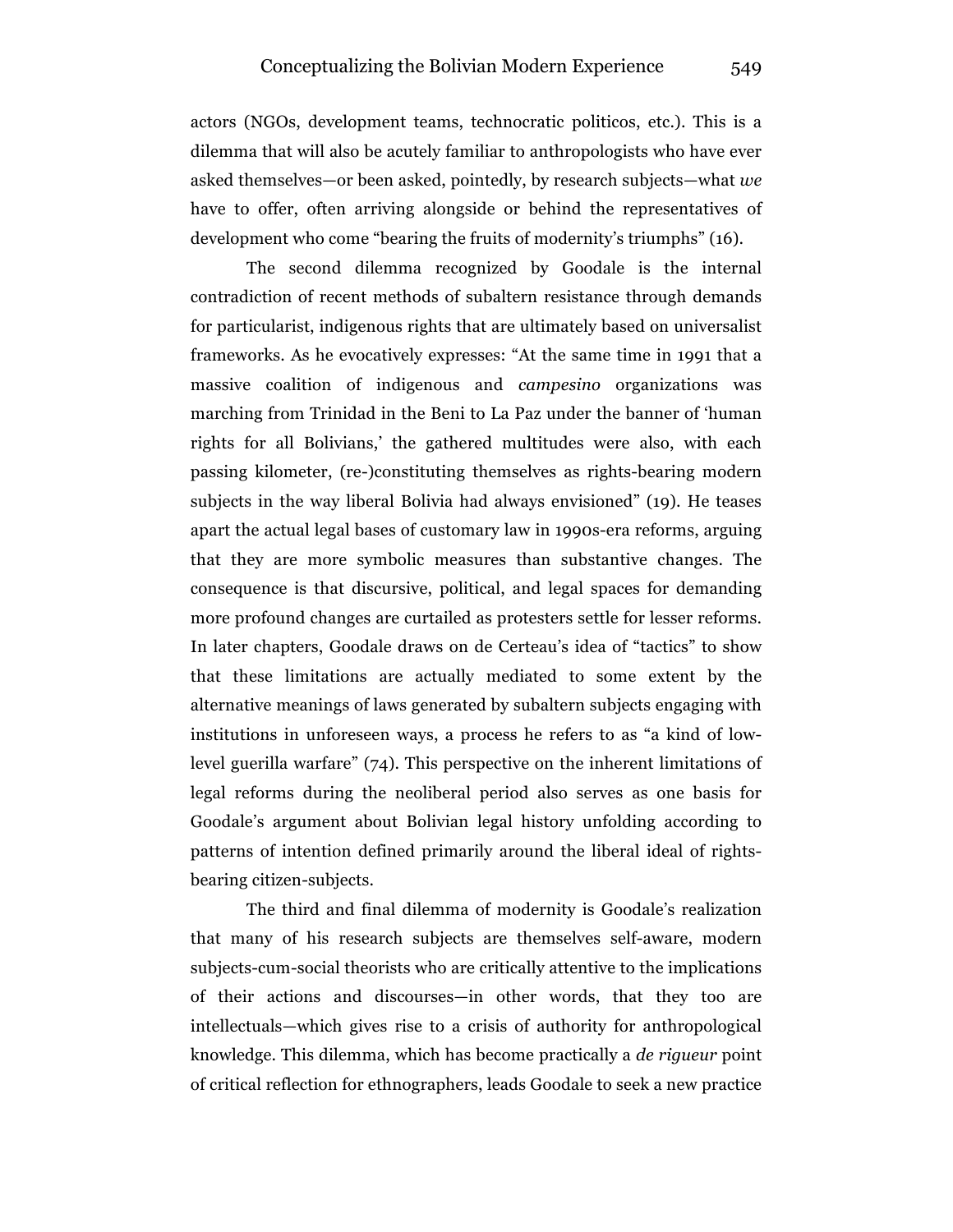actors (NGOs, development teams, technocratic politicos, etc.). This is a dilemma that will also be acutely familiar to anthropologists who have ever asked themselves—or been asked, pointedly, by research subjects—what *we* have to offer, often arriving alongside or behind the representatives of development who come "bearing the fruits of modernity's triumphs" (16).

The second dilemma recognized by Goodale is the internal contradiction of recent methods of subaltern resistance through demands for particularist, indigenous rights that are ultimately based on universalist frameworks. As he evocatively expresses: "At the same time in 1991 that a massive coalition of indigenous and *campesino* organizations was marching from Trinidad in the Beni to La Paz under the banner of 'human rights for all Bolivians,' the gathered multitudes were also, with each passing kilometer, (re-)constituting themselves as rights-bearing modern subjects in the way liberal Bolivia had always envisioned" (19). He teases apart the actual legal bases of customary law in 1990s-era reforms, arguing that they are more symbolic measures than substantive changes. The consequence is that discursive, political, and legal spaces for demanding more profound changes are curtailed as protesters settle for lesser reforms. In later chapters, Goodale draws on de Certeau's idea of "tactics" to show that these limitations are actually mediated to some extent by the alternative meanings of laws generated by subaltern subjects engaging with institutions in unforeseen ways, a process he refers to as "a kind of low-level guerilla warfare" (74). This perspective on the inherent limitations of legal reforms during the neoliberal period also serves as one basis for Goodale's argument about Bolivian legal history unfolding according to patterns of intention defined primarily around the liberal ideal of rights-bearing citizen-subjects.

The third and final dilemma of modernity is Goodale's realization that many of his research subjects are themselves self-aware, modern subjects-cum-social theorists who are critically attentive to the implications of their actions and discourses—in other words, that they too are intellectuals—which gives rise to a crisis of authority for anthropological knowledge. This dilemma, which has become practically a *de rigueur* point of critical reflection for ethnographers, leads Goodale to seek a new practice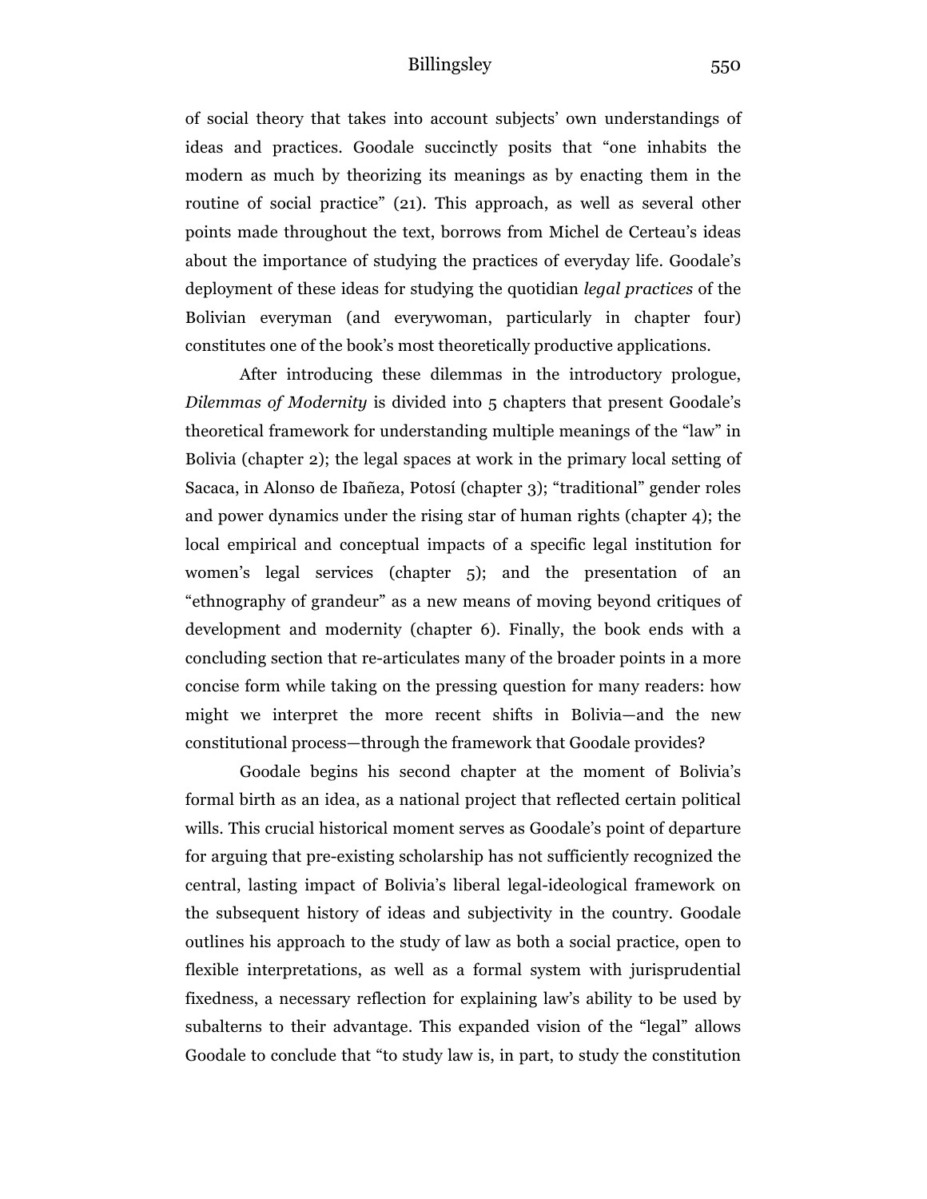of social theory that takes into account subjects' own understandings of ideas and practices. Goodale succinctly posits that "one inhabits the modern as much by theorizing its meanings as by enacting them in the routine of social practice" (21). This approach, as well as several other points made throughout the text, borrows from Michel de Certeau's ideas about the importance of studying the practices of everyday life. Goodale's deployment of these ideas for studying the quotidian *legal practices* of the Bolivian everyman (and everywoman, particularly in chapter four) constitutes one of the book's most theoretically productive applications.

After introducing these dilemmas in the introductory prologue, *Dilemmas of Modernity* is divided into 5 chapters that present Goodale's theoretical framework for understanding multiple meanings of the "law" in Bolivia (chapter 2); the legal spaces at work in the primary local setting of Sacaca, in Alonso de Ibañeza, Potosí (chapter 3); "traditional" gender roles and power dynamics under the rising star of human rights (chapter 4); the local empirical and conceptual impacts of a specific legal institution for women's legal services (chapter 5); and the presentation of an "ethnography of grandeur" as a new means of moving beyond critiques of development and modernity (chapter 6). Finally, the book ends with a concluding section that re-articulates many of the broader points in a more concise form while taking on the pressing question for many readers: how might we interpret the more recent shifts in Bolivia—and the new constitutional process—through the framework that Goodale provides?

Goodale begins his second chapter at the moment of Bolivia's formal birth as an idea, as a national project that reflected certain political wills. This crucial historical moment serves as Goodale's point of departure for arguing that pre-existing scholarship has not sufficiently recognized the central, lasting impact of Bolivia's liberal legal-ideological framework on the subsequent history of ideas and subjectivity in the country. Goodale outlines his approach to the study of law as both a social practice, open to flexible interpretations, as well as a formal system with jurisprudential fixedness, a necessary reflection for explaining law's ability to be used by subalterns to their advantage. This expanded vision of the "legal" allows Goodale to conclude that "to study law is, in part, to study the constitution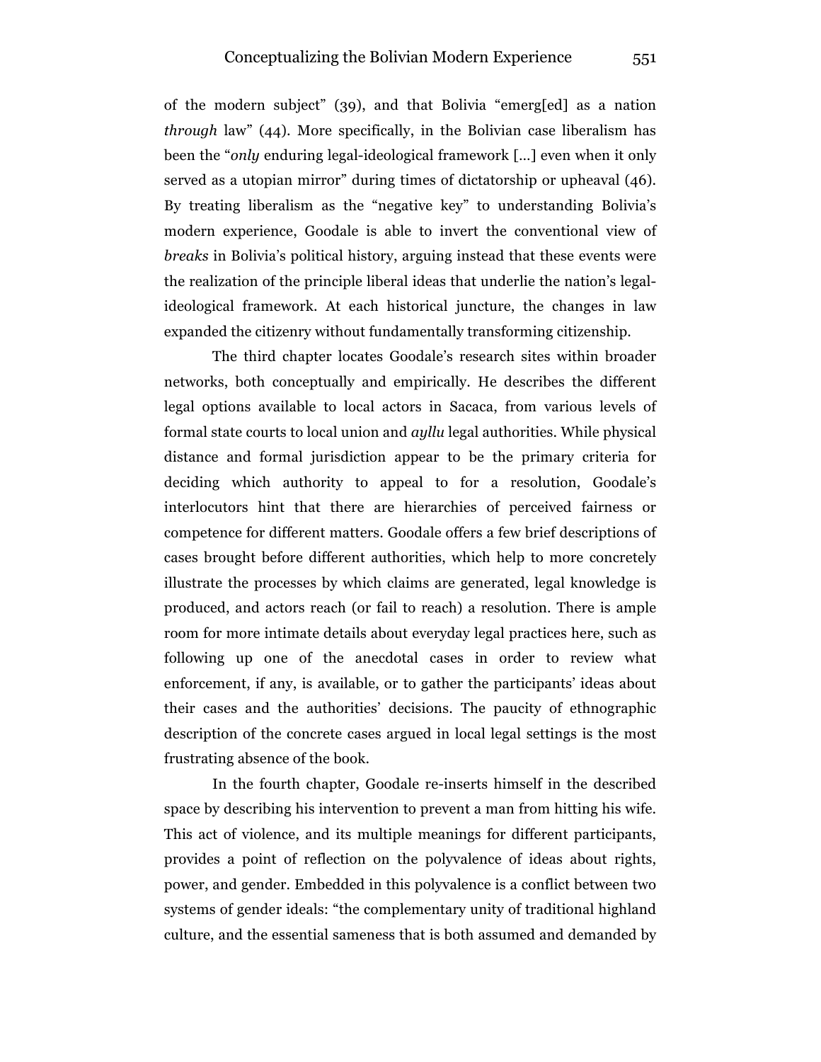of the modern subject" (39), and that Bolivia "emerg[ed] as a nation *through* law" (44). More specifically, in the Bolivian case liberalism has been the "*only* enduring legal-ideological framework [...] even when it only served as a utopian mirror" during times of dictatorship or upheaval (46). By treating liberalism as the "negative key" to understanding Bolivia's modern experience, Goodale is able to invert the conventional view of *breaks* in Bolivia's political history, arguing instead that these events were the realization of the principle liberal ideas that underlie the nation's legal-ideological framework. At each historical juncture, the changes in law expanded the citizenry without fundamentally transforming citizenship.

The third chapter locates Goodale's research sites within broader networks, both conceptually and empirically. He describes the different legal options available to local actors in Sacaca, from various levels of formal state courts to local union and *ayllu* legal authorities. While physical distance and formal jurisdiction appear to be the primary criteria for deciding which authority to appeal to for a resolution, Goodale's interlocutors hint that there are hierarchies of perceived fairness or competence for different matters. Goodale offers a few brief descriptions of cases brought before different authorities, which help to more concretely illustrate the processes by which claims are generated, legal knowledge is produced, and actors reach (or fail to reach) a resolution. There is ample room for more intimate details about everyday legal practices here, such as following up one of the anecdotal cases in order to review what enforcement, if any, is available, or to gather the participants' ideas about their cases and the authorities' decisions. The paucity of ethnographic description of the concrete cases argued in local legal settings is the most frustrating absence of the book.

In the fourth chapter, Goodale re-inserts himself in the described space by describing his intervention to prevent a man from hitting his wife. This act of violence, and its multiple meanings for different participants, provides a point of reflection on the polyvalence of ideas about rights, power, and gender. Embedded in this polyvalence is a conflict between two systems of gender ideals: "the complementary unity of traditional highland culture, and the essential sameness that is both assumed and demanded by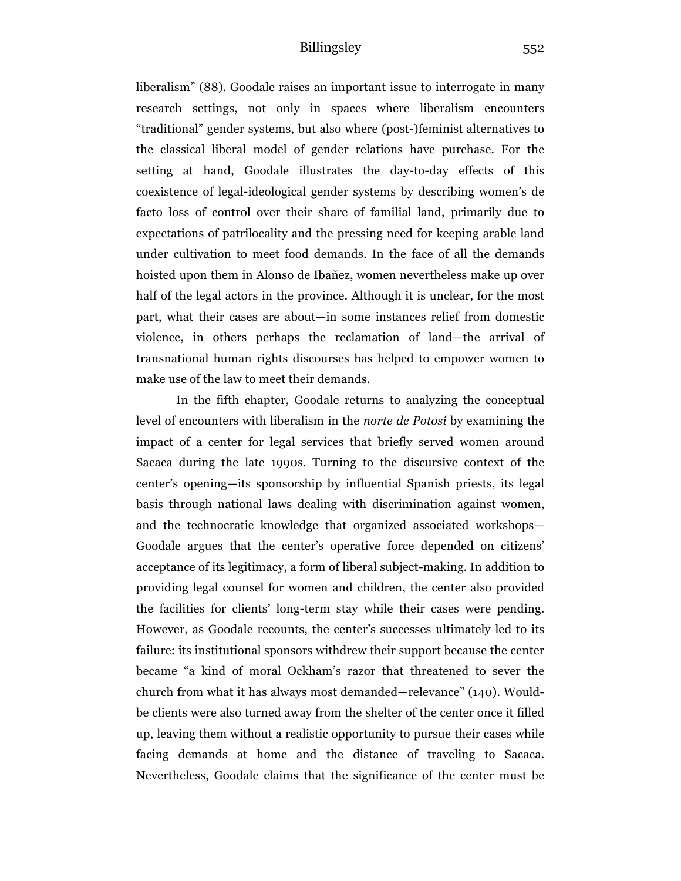liberalism" (88). Goodale raises an important issue to interrogate in many research settings, not only in spaces where liberalism encounters "traditional" gender systems, but also where (post-)feminist alternatives to the classical liberal model of gender relations have purchase. For the setting at hand, Goodale illustrates the day-to-day effects of this coexistence of legal-ideological gender systems by describing women's de facto loss of control over their share of familial land, primarily due to expectations of patrilocality and the pressing need for keeping arable land under cultivation to meet food demands. In the face of all the demands hoisted upon them in Alonso de Ibañez, women nevertheless make up over half of the legal actors in the province. Although it is unclear, for the most part, what their cases are about—in some instances relief from domestic violence, in others perhaps the reclamation of land—the arrival of transnational human rights discourses has helped to empower women to make use of the law to meet their demands.

In the fifth chapter, Goodale returns to analyzing the conceptual level of encounters with liberalism in the *norte de Potosí* by examining the impact of a center for legal services that briefly served women around Sacaca during the late 1990s. Turning to the discursive context of the center's opening—its sponsorship by influential Spanish priests, its legal basis through national laws dealing with discrimination against women, and the technocratic knowledge that organized associated workshops—Goodale argues that the center's operative force depended on citizens' acceptance of its legitimacy, a form of liberal subject-making. In addition to providing legal counsel for women and children, the center also provided the facilities for clients' long-term stay while their cases were pending. However, as Goodale recounts, the center's successes ultimately led to its failure: its institutional sponsors withdrew their support because the center became "a kind of moral Ockham's razor that threatened to sever the church from what it has always most demanded—relevance" (140). Would-be clients were also turned away from the shelter of the center once it filled up, leaving them without a realistic opportunity to pursue their cases while facing demands at home and the distance of traveling to Sacaca. Nevertheless, Goodale claims that the significance of the center must be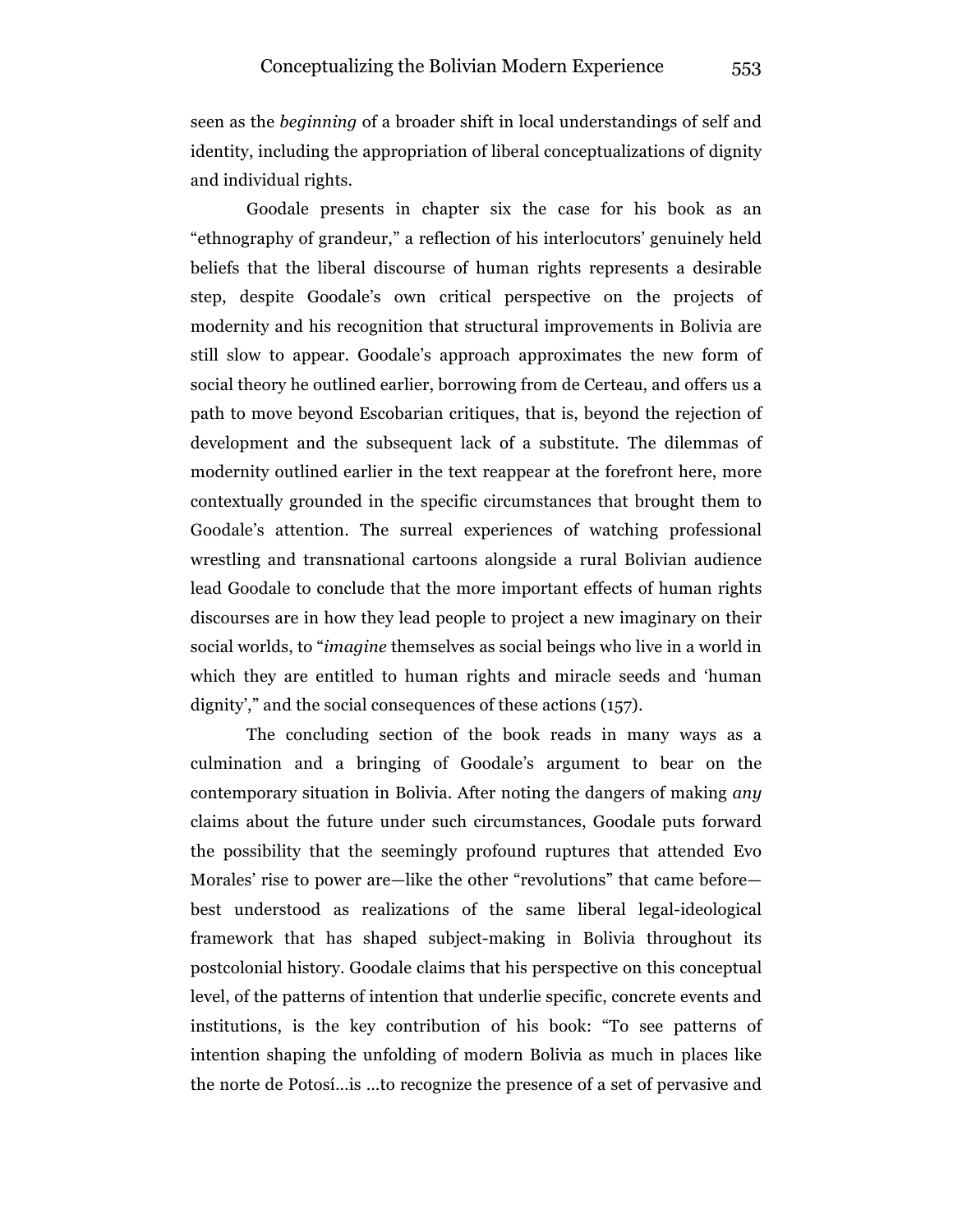seen as the *beginning* of a broader shift in local understandings of self and identity, including the appropriation of liberal conceptualizations of dignity and individual rights.

Goodale presents in chapter six the case for his book as an "ethnography of grandeur," a reflection of his interlocutors' genuinely held beliefs that the liberal discourse of human rights represents a desirable step, despite Goodale's own critical perspective on the projects of modernity and his recognition that structural improvements in Bolivia are still slow to appear. Goodale's approach approximates the new form of social theory he outlined earlier, borrowing from de Certeau, and offers us a path to move beyond Escobarian critiques, that is, beyond the rejection of development and the subsequent lack of a substitute. The dilemmas of modernity outlined earlier in the text reappear at the forefront here, more contextually grounded in the specific circumstances that brought them to Goodale's attention. The surreal experiences of watching professional wrestling and transnational cartoons alongside a rural Bolivian audience lead Goodale to conclude that the more important effects of human rights discourses are in how they lead people to project a new imaginary on their social worlds, to "*imagine* themselves as social beings who live in a world in which they are entitled to human rights and miracle seeds and 'human dignity'," and the social consequences of these actions (157).

The concluding section of the book reads in many ways as a culmination and a bringing of Goodale's argument to bear on the contemporary situation in Bolivia. After noting the dangers of making *any* claims about the future under such circumstances, Goodale puts forward the possibility that the seemingly profound ruptures that attended Evo Morales' rise to power are—like the other "revolutions" that came before—best understood as realizations of the same liberal legal-ideological framework that has shaped subject-making in Bolivia throughout its postcolonial history. Goodale claims that his perspective on this conceptual level, of the patterns of intention that underlie specific, concrete events and institutions, is the key contribution of his book: "To see patterns of intention shaping the unfolding of modern Bolivia as much in places like the norte de Potosí…is …to recognize the presence of a set of pervasive and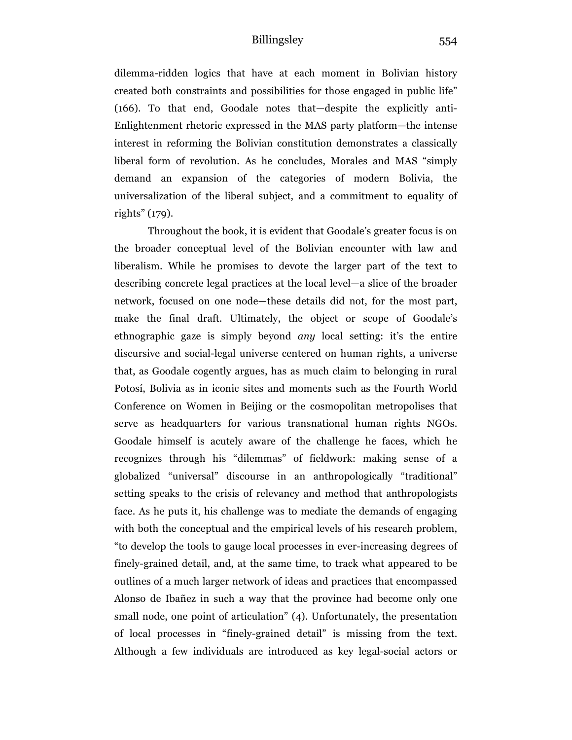dilemma-ridden logics that have at each moment in Bolivian history created both constraints and possibilities for those engaged in public life" (166). To that end, Goodale notes that—despite the explicitly anti-Enlightenment rhetoric expressed in the MAS party platform—the intense interest in reforming the Bolivian constitution demonstrates a classically liberal form of revolution. As he concludes, Morales and MAS "simply demand an expansion of the categories of modern Bolivia, the universalization of the liberal subject, and a commitment to equality of rights" (179).

Throughout the book, it is evident that Goodale's greater focus is on the broader conceptual level of the Bolivian encounter with law and liberalism. While he promises to devote the larger part of the text to describing concrete legal practices at the local level—a slice of the broader network, focused on one node—these details did not, for the most part, make the final draft. Ultimately, the object or scope of Goodale's ethnographic gaze is simply beyond *any* local setting: it's the entire discursive and social-legal universe centered on human rights, a universe that, as Goodale cogently argues, has as much claim to belonging in rural Potosí, Bolivia as in iconic sites and moments such as the Fourth World Conference on Women in Beijing or the cosmopolitan metropolises that serve as headquarters for various transnational human rights NGOs. Goodale himself is acutely aware of the challenge he faces, which he recognizes through his "dilemmas" of fieldwork: making sense of a globalized "universal" discourse in an anthropologically "traditional" setting speaks to the crisis of relevancy and method that anthropologists face. As he puts it, his challenge was to mediate the demands of engaging with both the conceptual and the empirical levels of his research problem, "to develop the tools to gauge local processes in ever-increasing degrees of finely-grained detail, and, at the same time, to track what appeared to be outlines of a much larger network of ideas and practices that encompassed Alonso de Ibañez in such a way that the province had become only one small node, one point of articulation" (4). Unfortunately, the presentation of local processes in "finely-grained detail" is missing from the text. Although a few individuals are introduced as key legal-social actors or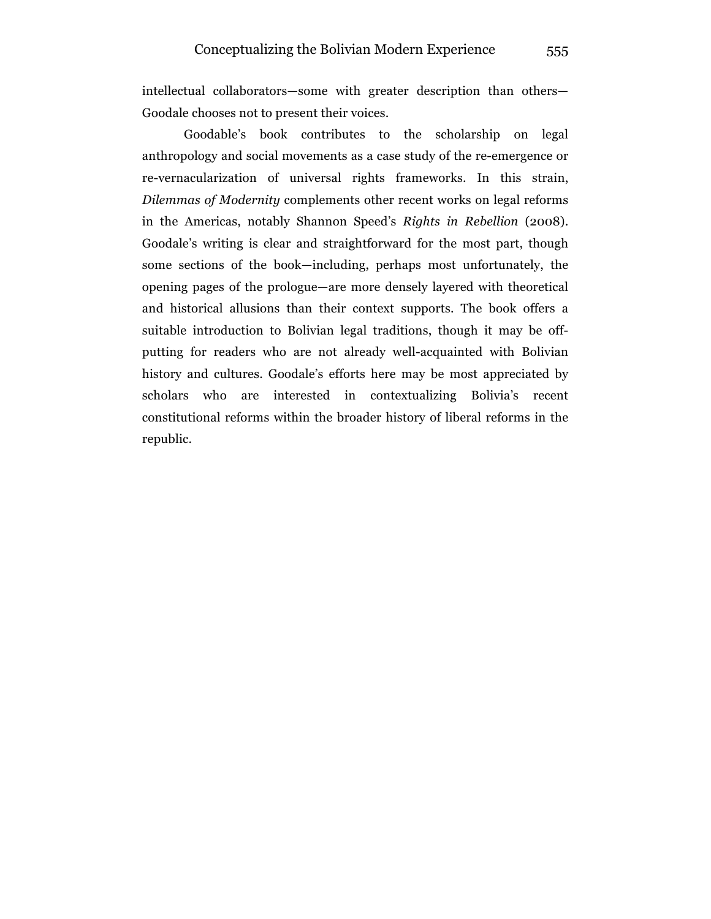intellectual collaborators—some with greater description than others—Goodale chooses not to present their voices.

Goodable's book contributes to the scholarship on legal anthropology and social movements as a case study of the re-emergence or re-vernacularization of universal rights frameworks. In this strain, *Dilemmas of Modernity* complements other recent works on legal reforms in the Americas, notably Shannon Speed's *Rights in Rebellion* (2008). Goodale's writing is clear and straightforward for the most part, though some sections of the book—including, perhaps most unfortunately, the opening pages of the prologue—are more densely layered with theoretical and historical allusions than their context supports. The book offers a suitable introduction to Bolivian legal traditions, though it may be off-putting for readers who are not already well-acquainted with Bolivian history and cultures. Goodale's efforts here may be most appreciated by scholars who are interested in contextualizing Bolivia's recent constitutional reforms within the broader history of liberal reforms in the republic.